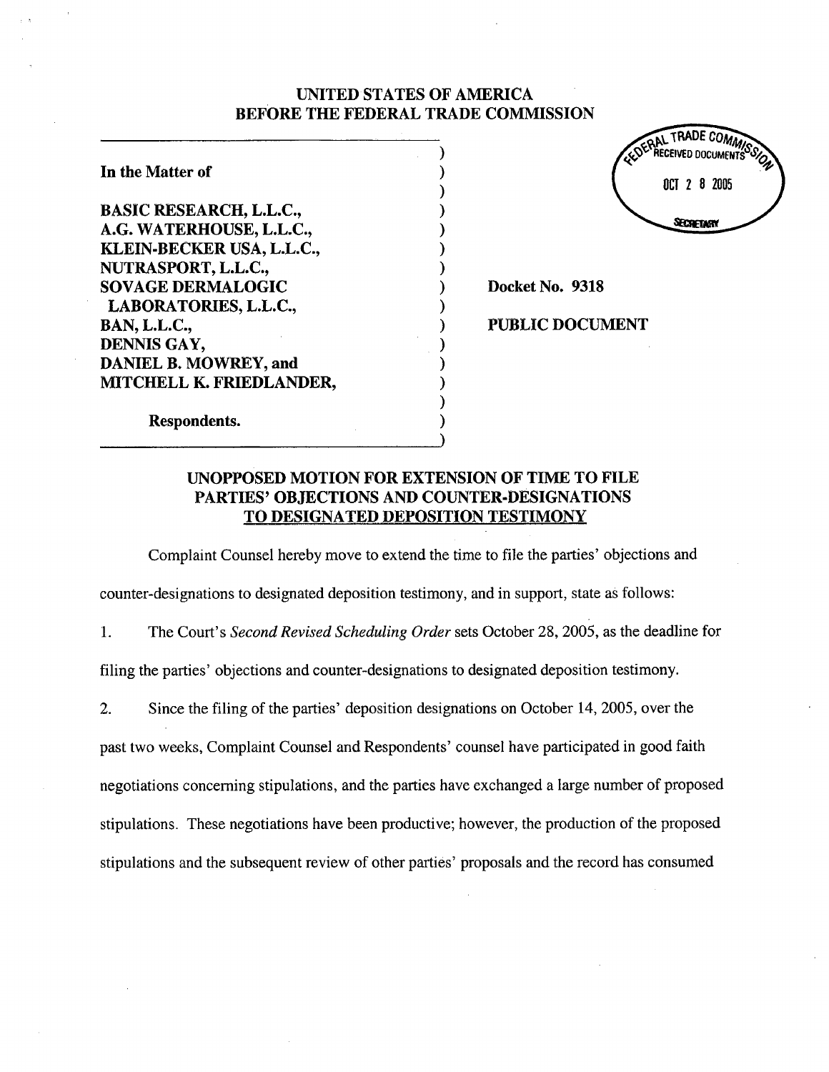**UNITED STATES OF AMERICA**
**BEFORE THE FEDERAL TRADE COMMISSION**

FEDERAL TRADE COMMISSION RECEIVED DOCUMENTS OCT 28 2005 SECRETARY

| | |
|---|---|
| In the Matter of<br><br>**BASIC RESEARCH, L.L.C.,**<br>**A.G. WATERHOUSE, L.L.C.,**<br>**KLEIN-BECKER USA, L.L.C.,**<br>**NUTRASPORT, L.L.C.,**<br>**SOVAGE DERMALOGIC LABORATORIES, L.L.C.,**<br>**BAN, L.L.C.,**<br>**DENNIS GAY,**<br>**DANIEL B. MOWREY, and**<br>**MITCHELL K. FRIEDLANDER,**<br><br>**Respondents.** | **Docket No. 9318**<br><br>**PUBLIC DOCUMENT** |

## UNOPPOSED MOTION FOR EXTENSION OF TIME TO FILE PARTIES' OBJECTIONS AND COUNTER-DESIGNATIONS TO DESIGNATED DEPOSITION TESTIMONY

Complaint Counsel hereby move to extend the time to file the parties' objections and counter-designations to designated deposition testimony, and in support, state as follows:

1. The Court's *Second Revised Scheduling Order* sets October 28, 2005, as the deadline for filing the parties' objections and counter-designations to designated deposition testimony.

2. Since the filing of the parties' deposition designations on October 14, 2005, over the past two weeks, Complaint Counsel and Respondents' counsel have participated in good faith negotiations concerning stipulations, and the parties have exchanged a large number of proposed stipulations. These negotiations have been productive; however, the production of the proposed stipulations and the subsequent review of other parties' proposals and the record has consumed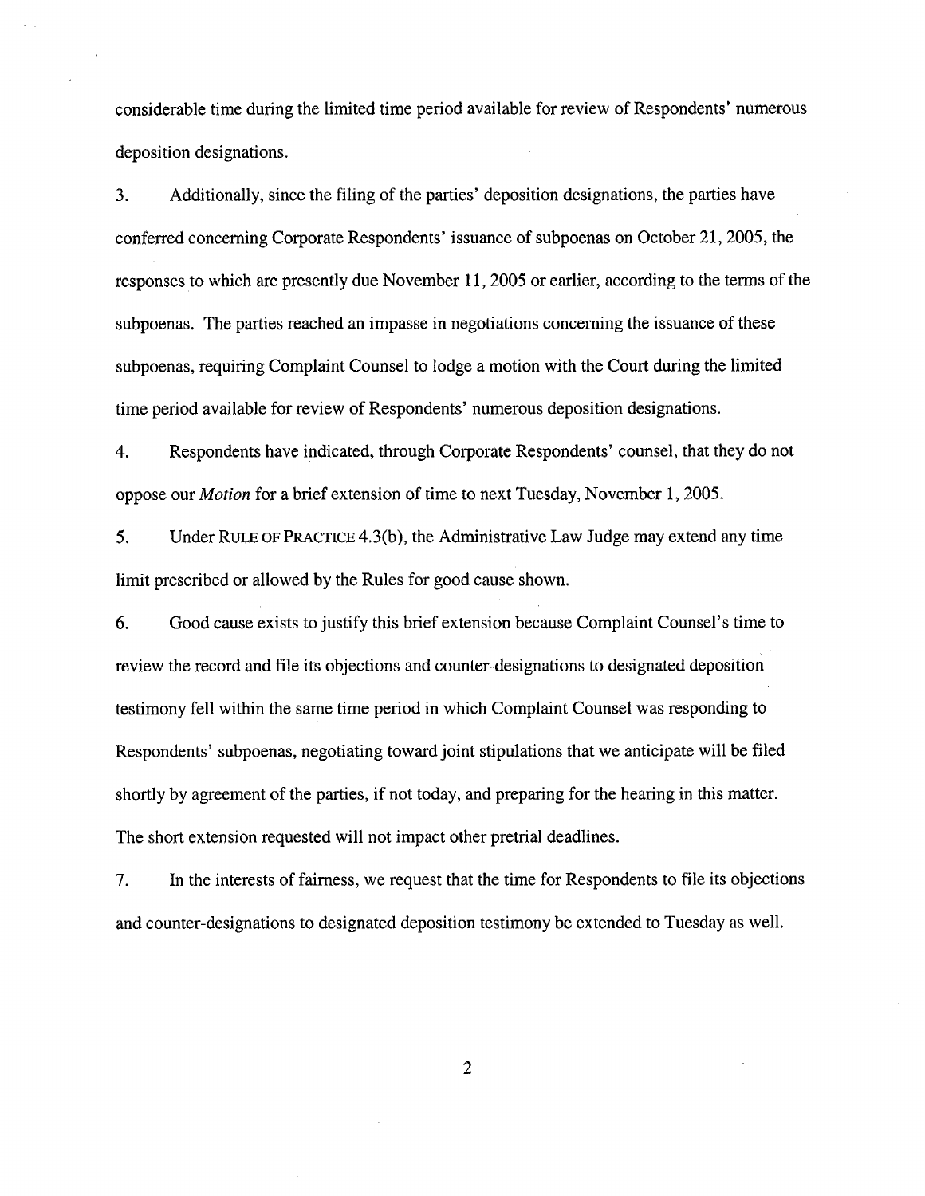considerable time during the limited time period available for review of Respondents' numerous deposition designations.

3. Additionally, since the filing of the parties' deposition designations, the parties have conferred concerning Corporate Respondents' issuance of subpoenas on October 21, 2005, the responses to which are presently due November 11, 2005 or earlier, according to the terms of the subpoenas. The parties reached an impasse in negotiations concerning the issuance of these subpoenas, requiring Complaint Counsel to lodge a motion with the Court during the limited time period available for review of Respondents' numerous deposition designations.

4. Respondents have indicated, through Corporate Respondents' counsel, that they do not oppose our *Motion* for a brief extension of time to next Tuesday, November 1, 2005.

5. Under RULE OF PRACTICE 4.3(b), the Administrative Law Judge may extend any time limit prescribed or allowed by the Rules for good cause shown.

6. Good cause exists to justify this brief extension because Complaint Counsel's time to review the record and file its objections and counter-designations to designated deposition testimony fell within the same time period in which Complaint Counsel was responding to Respondents' subpoenas, negotiating toward joint stipulations that we anticipate will be filed shortly by agreement of the parties, if not today, and preparing for the hearing in this matter. The short extension requested will not impact other pretrial deadlines.

7. In the interests of fairness, we request that the time for Respondents to file its objections and counter-designations to designated deposition testimony be extended to Tuesday as well.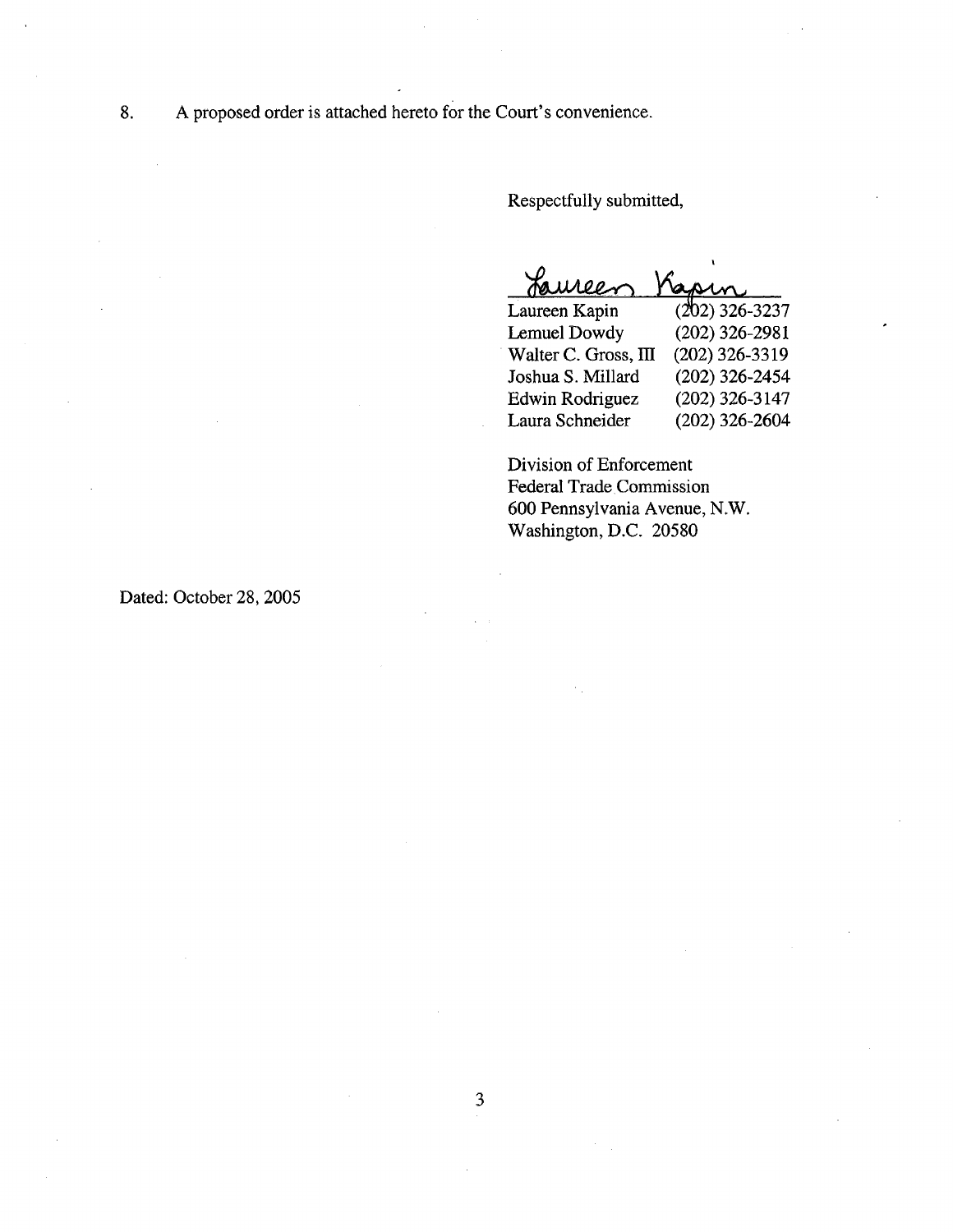8. A proposed order is attached hereto for the Court's convenience.

Respectfully submitted,

Laureen Kapin

| | |
|---|---|
| Laureen Kapin | (202) 326-3237 |
| Lemuel Dowdy | (202) 326-2981 |
| Walter C. Gross, III | (202) 326-3319 |
| Joshua S. Millard | (202) 326-2454 |
| Edwin Rodriguez | (202) 326-3147 |
| Laura Schneider | (202) 326-2604 |

Division of Enforcement
Federal Trade Commission
600 Pennsylvania Avenue, N.W.
Washington, D.C. 20580

Dated: October 28, 2005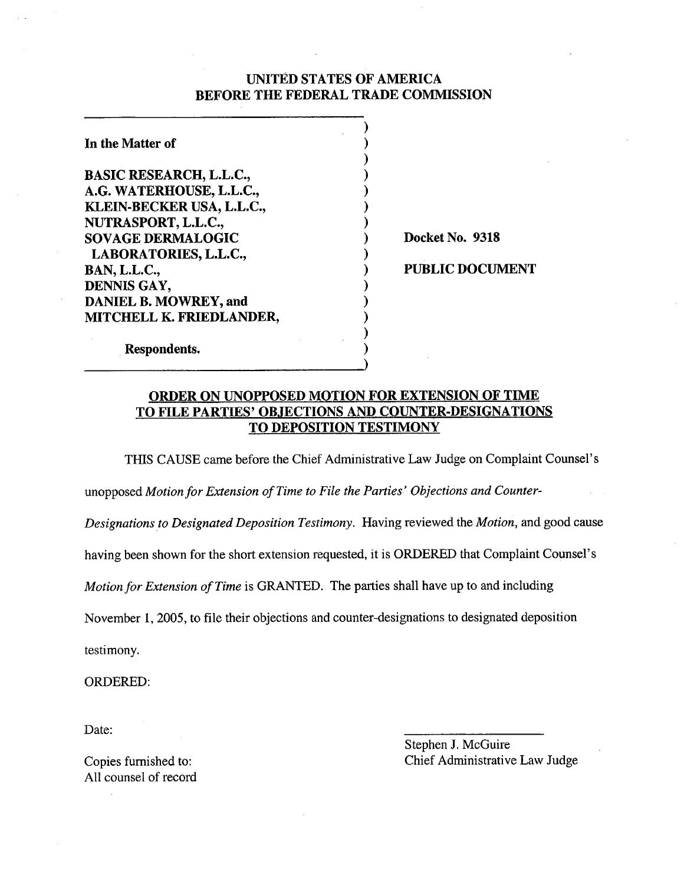# UNITED STATES OF AMERICA
# BEFORE THE FEDERAL TRADE COMMISSION

| | |
|---|---|
| **In the Matter of** | |
| | |
| **BASIC RESEARCH, L.L.C.,** | |
| **A.G. WATERHOUSE, L.L.C.,** | |
| **KLEIN-BECKER USA, L.L.C.,** | |
| **NUTRASPORT, L.L.C.,** | |
| **SOVAGE DERMALOGIC** | **Docket No. 9318** |
| **LABORATORIES, L.L.C.,** | |
| **BAN, L.L.C.,** | **PUBLIC DOCUMENT** |
| **DENNIS GAY,** | |
| **DANIEL B. MOWREY, and** | |
| **MITCHELL K. FRIEDLANDER,** | |
| | |
| **Respondents.** | |

## ORDER ON UNOPPOSED MOTION FOR EXTENSION OF TIME TO FILE PARTIES' OBJECTIONS AND COUNTER-DESIGNATIONS TO DEPOSITION TESTIMONY

THIS CAUSE came before the Chief Administrative Law Judge on Complaint Counsel's unopposed *Motion for Extension of Time to File the Parties' Objections and Counter-Designations to Designated Deposition Testimony*. Having reviewed the *Motion*, and good cause having been shown for the short extension requested, it is ORDERED that Complaint Counsel's *Motion for Extension of Time* is GRANTED. The parties shall have up to and including November 1, 2005, to file their objections and counter-designations to designated deposition testimony.

ORDERED:

Date:

\_\_\_\_\_\_\_\_\_\_\_\_\_\_\_\_\_\_\_\_\_\_
Stephen J. McGuire
Chief Administrative Law Judge

Copies furnished to:
All counsel of record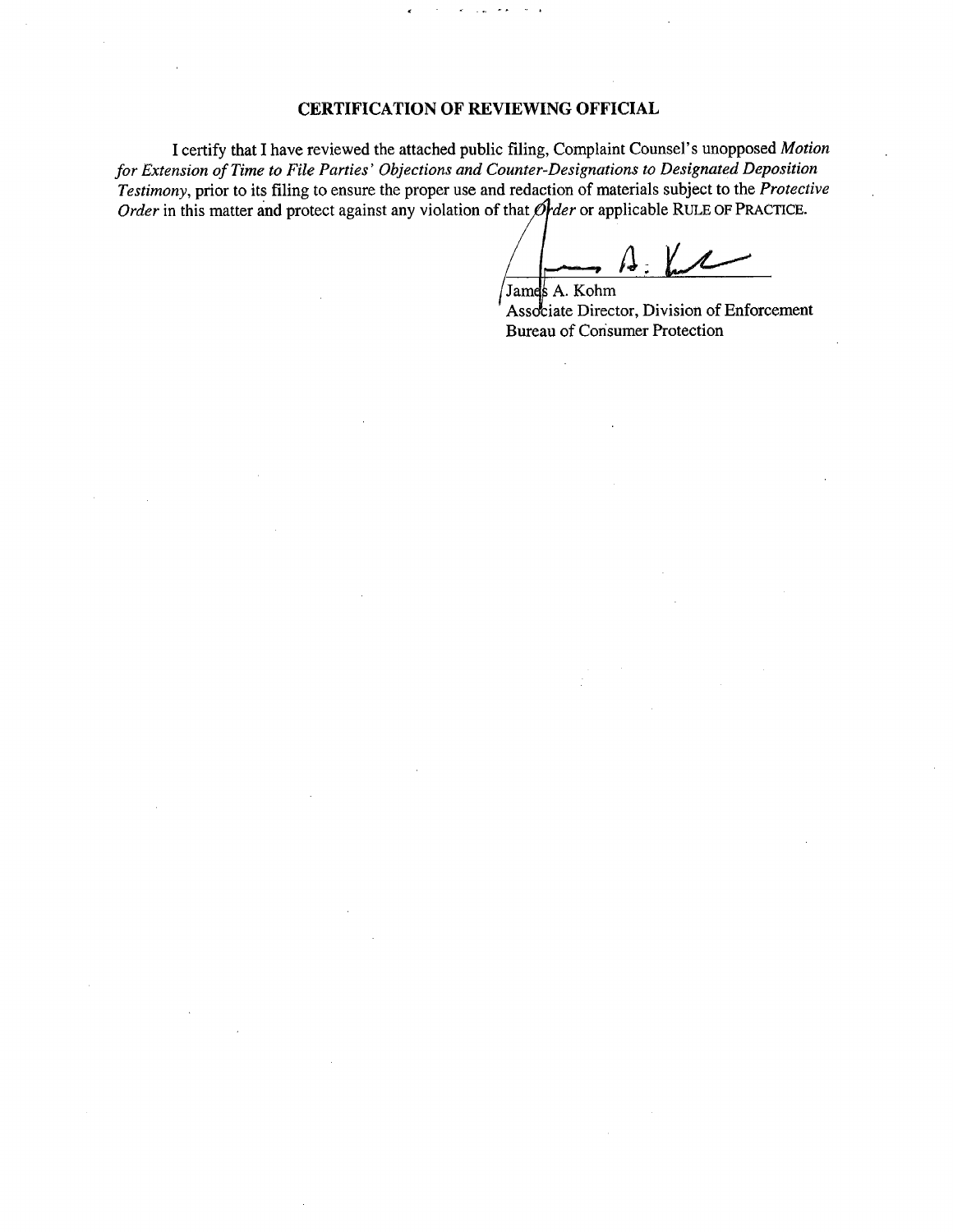## CERTIFICATION OF REVIEWING OFFICIAL

I certify that I have reviewed the attached public filing, Complaint Counsel's unopposed *Motion for Extension of Time to File Parties' Objections and Counter-Designations to Designated Deposition Testimony*, prior to its filing to ensure the proper use and redaction of materials subject to the *Protective Order* in this matter and protect against any violation of that *Order* or applicable RULE OF PRACTICE.

James A. Kohm
Associate Director, Division of Enforcement
Bureau of Consumer Protection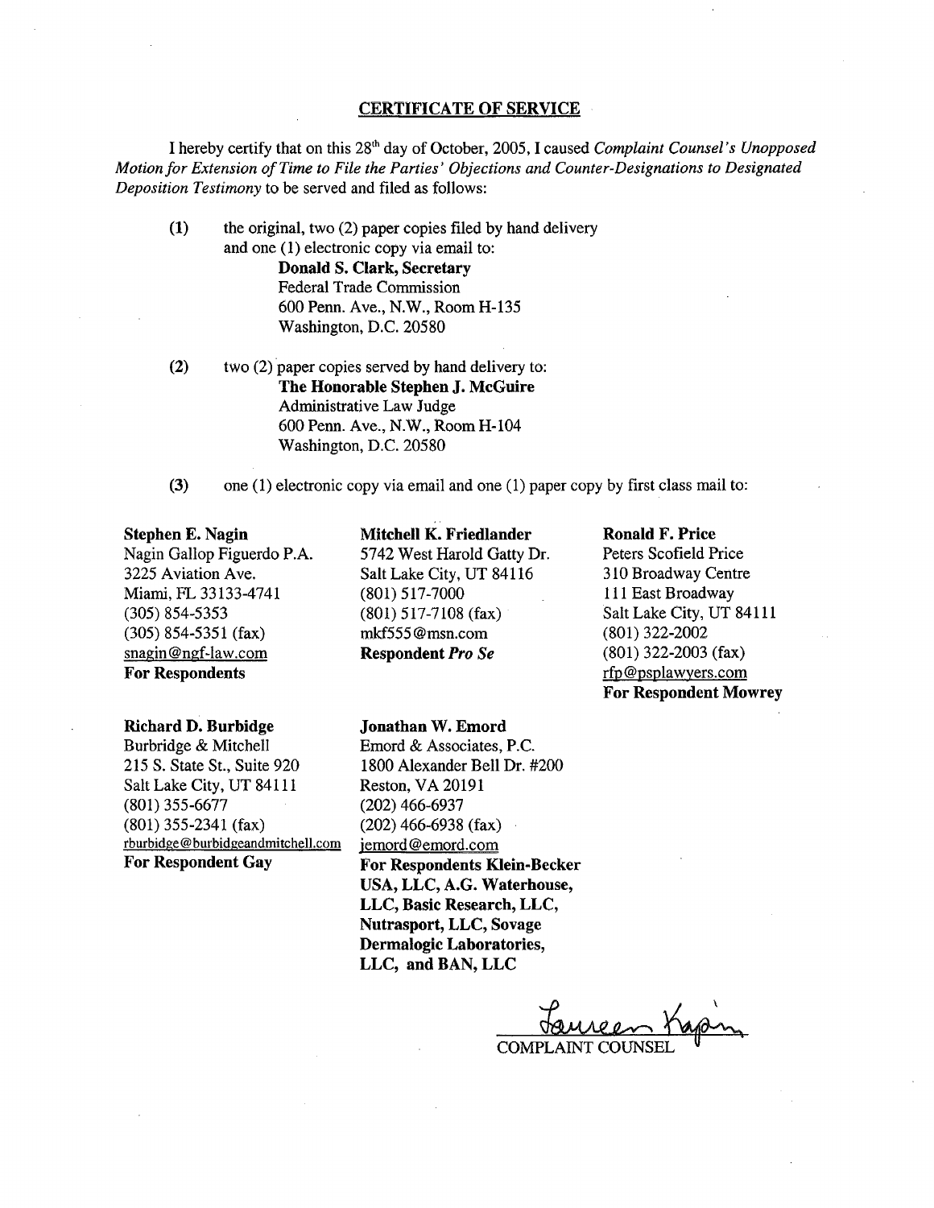## CERTIFICATE OF SERVICE

I hereby certify that on this 28th day of October, 2005, I caused *Complaint Counsel's Unopposed Motion for Extension of Time to File the Parties' Objections and Counter-Designations to Designated Deposition Testimony* to be served and filed as follows:

(1) the original, two (2) paper copies filed by hand delivery and one (1) electronic copy via email to:
**Donald S. Clark, Secretary**
Federal Trade Commission
600 Penn. Ave., N.W., Room H-135
Washington, D.C. 20580

(2) two (2) paper copies served by hand delivery to:
**The Honorable Stephen J. McGuire**
Administrative Law Judge
600 Penn. Ave., N.W., Room H-104
Washington, D.C. 20580

(3) one (1) electronic copy via email and one (1) paper copy by first class mail to:

**Stephen E. Nagin**
Nagin Gallop Figuerdo P.A.
3225 Aviation Ave.
Miami, FL 33133-4741
(305) 854-5353
(305) 854-5351 (fax)
snagin@ngf-law.com
**For Respondents**

**Mitchell K. Friedlander**
5742 West Harold Gatty Dr.
Salt Lake City, UT 84116
(801) 517-7000
(801) 517-7108 (fax)
mkf555@msn.com
**Respondent *Pro Se***

**Ronald F. Price**
Peters Scofield Price
310 Broadway Centre
111 East Broadway
Salt Lake City, UT 84111
(801) 322-2002
(801) 322-2003 (fax)
rfp@psplawyers.com
**For Respondent Mowrey**

**Richard D. Burbidge**
Burbridge & Mitchell
215 S. State St., Suite 920
Salt Lake City, UT 84111
(801) 355-6677
(801) 355-2341 (fax)
rburbidge@burbidgeandmitchell.com
**For Respondent Gay**

**Jonathan W. Emord**
Emord & Associates, P.C.
1800 Alexander Bell Dr. #200
Reston, VA 20191
(202) 466-6937
(202) 466-6938 (fax)
jemord@emord.com
**For Respondents Klein-Becker USA, LLC, A.G. Waterhouse, LLC, Basic Research, LLC, Nutrasport, LLC, Sovage Dermalogic Laboratories, LLC, and BAN, LLC**

Laureen Kapin
COMPLAINT COUNSEL